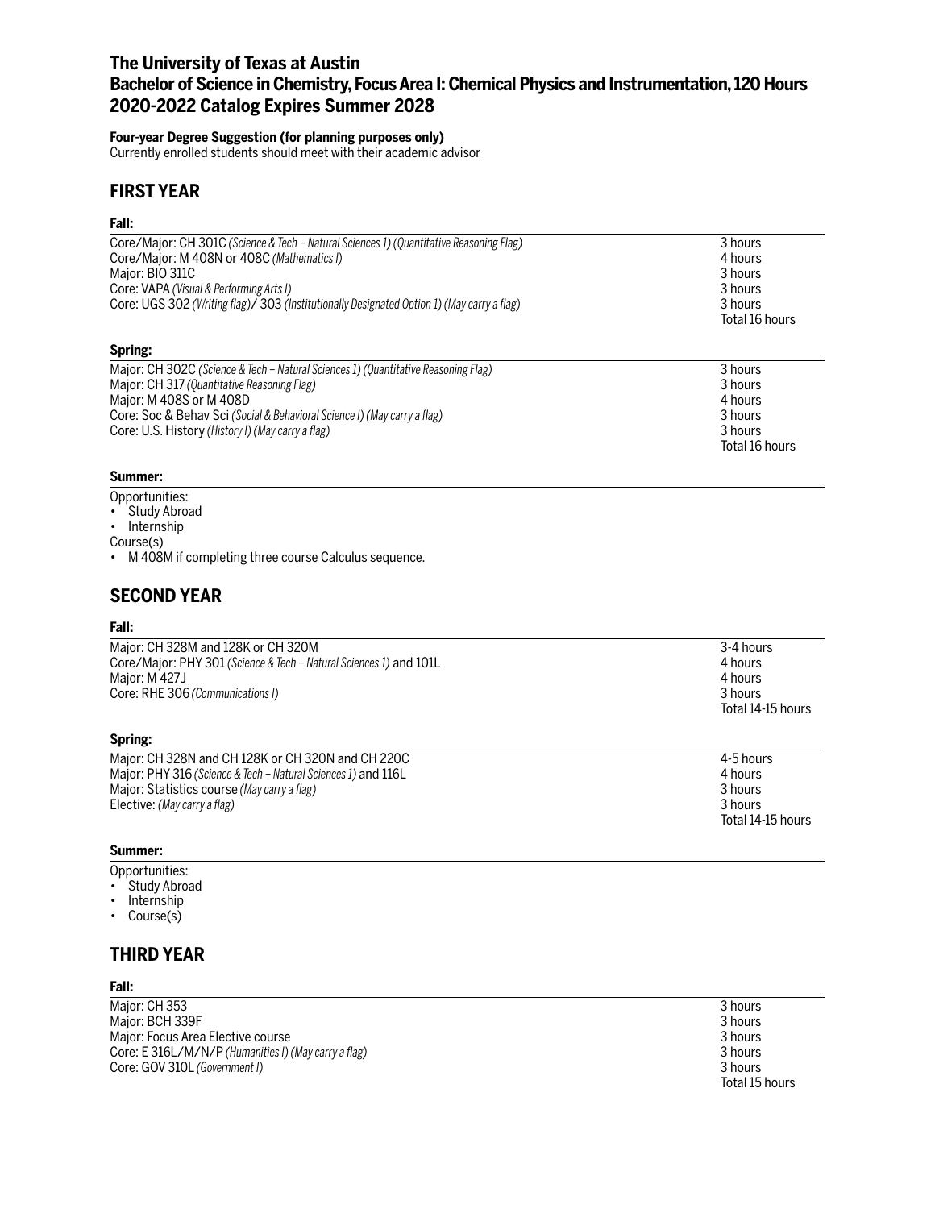# The University of Texas at Austin
# Bachelor of Science in Chemistry, Focus Area I: Chemical Physics and Instrumentation, 120 Hours
# 2020-2022 Catalog Expires Summer 2028

**Four-year Degree Suggestion (for planning purposes only)**
Currently enrolled students should meet with their academic advisor

## FIRST YEAR

**Fall:**

| | |
|---|---|
| Core/Major: CH 301C *(Science & Tech – Natural Sciences 1) (Quantitative Reasoning Flag)* | 3 hours |
| Core/Major: M 408N or 408C *(Mathematics I)* | 4 hours |
| Major: BIO 311C | 3 hours |
| Core: VAPA *(Visual & Performing Arts I)* | 3 hours |
| Core: UGS 302 *(Writing flag)*/ 303 *(Institutionally Designated Option 1) (May carry a flag)* | 3 hours |
| | Total 16 hours |

**Spring:**

| | |
|---|---|
| Major: CH 302C *(Science & Tech – Natural Sciences 1) (Quantitative Reasoning Flag)* | 3 hours |
| Major: CH 317 *(Quantitative Reasoning Flag)* | 3 hours |
| Major: M 408S or M 408D | 4 hours |
| Core: Soc & Behav Sci *(Social & Behavioral Science I) (May carry a flag)* | 3 hours |
| Core: U.S. History *(History I) (May carry a flag)* | 3 hours |
| | Total 16 hours |

**Summer:**

Opportunities:
- Study Abroad
- Internship

Course(s)
- M 408M if completing three course Calculus sequence.

## SECOND YEAR

**Fall:**

| | |
|---|---|
| Major: CH 328M and 128K or CH 320M | 3-4 hours |
| Core/Major: PHY 301 *(Science & Tech – Natural Sciences 1)* and 101L | 4 hours |
| Major: M 427J | 4 hours |
| Core: RHE 306 *(Communications I)* | 3 hours |
| | Total 14-15 hours |

**Spring:**

| | |
|---|---|
| Major: CH 328N and CH 128K or CH 320N and CH 220C | 4-5 hours |
| Major: PHY 316 *(Science & Tech – Natural Sciences 1)* and 116L | 4 hours |
| Major: Statistics course *(May carry a flag)* | 3 hours |
| Elective: *(May carry a flag)* | 3 hours |
| | Total 14-15 hours |

**Summer:**

Opportunities:
- Study Abroad
- Internship
- Course(s)

## THIRD YEAR

**Fall:**

| | |
|---|---|
| Major: CH 353 | 3 hours |
| Major: BCH 339F | 3 hours |
| Major: Focus Area Elective course | 3 hours |
| Core: E 316L/M/N/P *(Humanities I) (May carry a flag)* | 3 hours |
| Core: GOV 310L *(Government I)* | 3 hours |
| | Total 15 hours |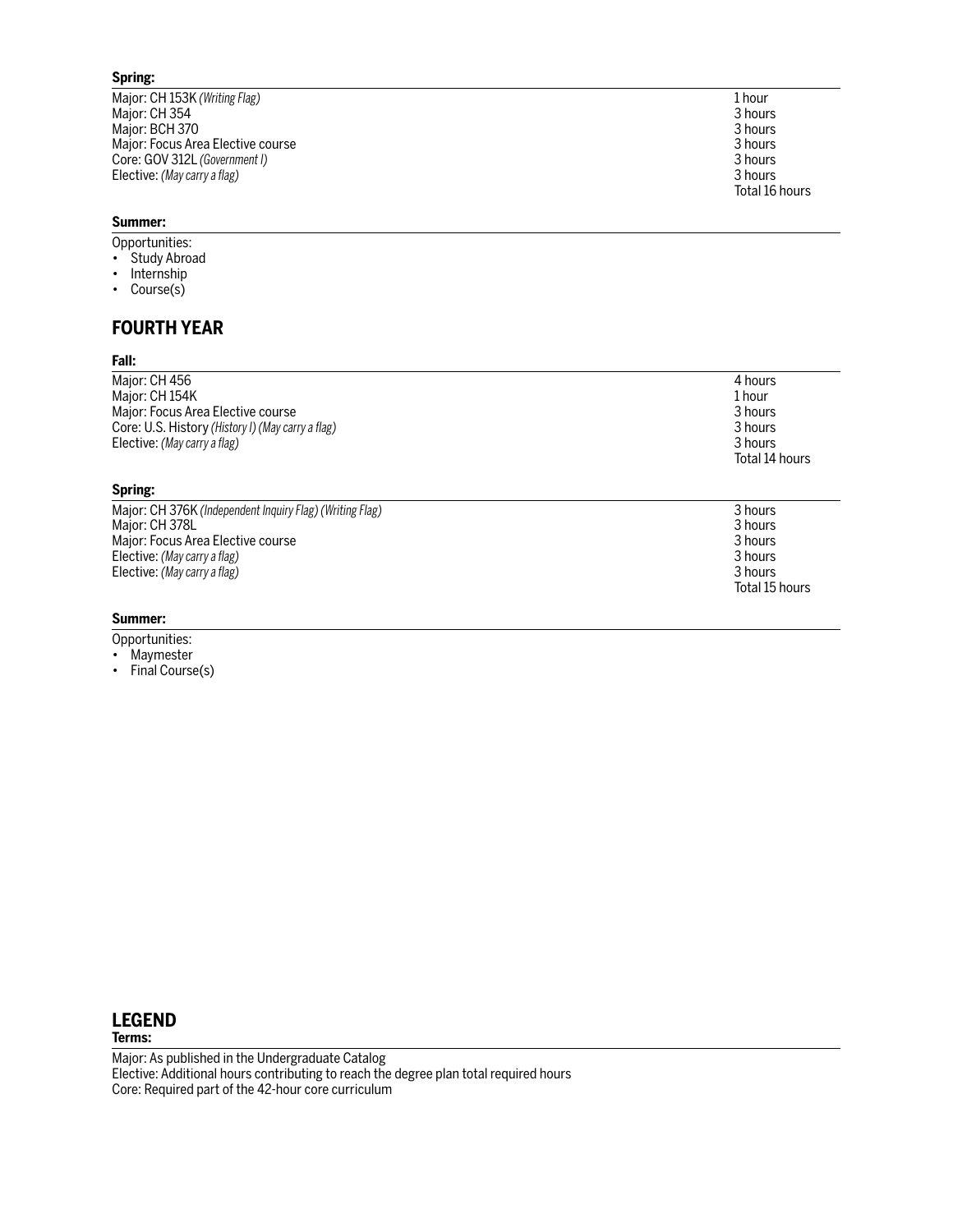**Spring:**

| | |
|---|---|
| Major: CH 153K *(Writing Flag)* | 1 hour |
| Major: CH 354 | 3 hours |
| Major: BCH 370 | 3 hours |
| Major: Focus Area Elective course | 3 hours |
| Core: GOV 312L *(Government I)* | 3 hours |
| Elective: *(May carry a flag)* | 3 hours |
| | Total 16 hours |

**Summer:**

Opportunities:

- Study Abroad
- Internship
- Course(s)

## FOURTH YEAR

**Fall:**

| | |
|---|---|
| Major: CH 456 | 4 hours |
| Major: CH 154K | 1 hour |
| Major: Focus Area Elective course | 3 hours |
| Core: U.S. History *(History I) (May carry a flag)* | 3 hours |
| Elective: *(May carry a flag)* | 3 hours |
| | Total 14 hours |

**Spring:**

| | |
|---|---|
| Major: CH 376K *(Independent Inquiry Flag) (Writing Flag)* | 3 hours |
| Major: CH 378L | 3 hours |
| Major: Focus Area Elective course | 3 hours |
| Elective: *(May carry a flag)* | 3 hours |
| Elective: *(May carry a flag)* | 3 hours |
| | Total 15 hours |

**Summer:**

Opportunities:

- Maymester
- Final Course(s)

## LEGEND

**Terms:**

Major: As published in the Undergraduate Catalog
Elective: Additional hours contributing to reach the degree plan total required hours
Core: Required part of the 42-hour core curriculum